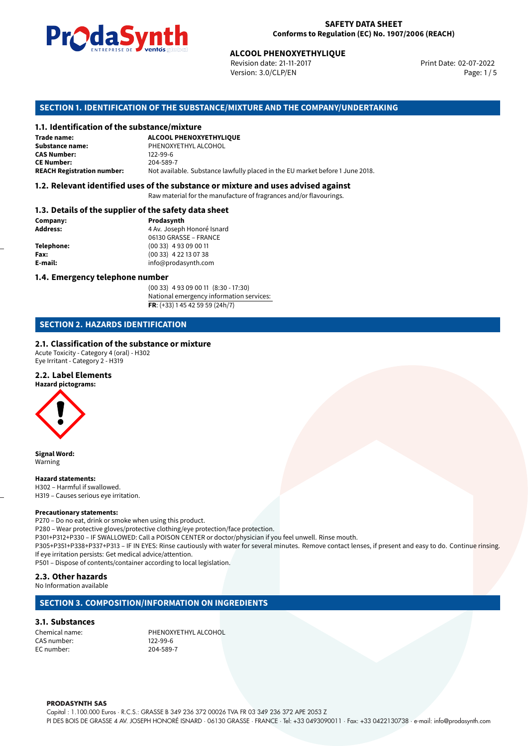**SAFETY DATA SHEET**
**Conforms to Regulation (EC) No. 1907/2006 (REACH)**

**ALCOOL PHENOXYETHYLIQUE**
Revision date: 21-11-2017
Version: 3.0/CLP/EN
Print Date: 02-07-2022

## SECTION 1. IDENTIFICATION OF THE SUBSTANCE/MIXTURE AND THE COMPANY/UNDERTAKING

### 1.1. Identification of the substance/mixture

| | |
|---|---|
| **Trade name:** | **ALCOOL PHENOXYETHYLIQUE** |
| **Substance name:** | PHENOXYETHYL ALCOHOL |
| **CAS Number:** | 122-99-6 |
| **CE Number:** | 204-589-7 |
| **REACH Registration number:** | Not available. Substance lawfully placed in the EU market before 1 June 2018. |

### 1.2. Relevant identified uses of the substance or mixture and uses advised against

Raw material for the manufacture of fragrances and/or flavourings.

### 1.3. Details of the supplier of the safety data sheet

| | |
|---|---|
| **Company:** | **Prodasynth** |
| **Address:** | 4 Av. Joseph Honoré Isnard<br>06130 GRASSE – FRANCE |
| **Telephone:** | (00 33) 4 93 09 00 11 |
| **Fax:** | (00 33) 4 22 13 07 38 |
| **E-mail:** | info@prodasynth.com |

### 1.4. Emergency telephone number

(00 33) 4 93 09 00 11 (8:30 - 17:30)
National emergency information services:
**FR**: (+33) 1 45 42 59 59 (24h/7)

## SECTION 2. HAZARDS IDENTIFICATION

### 2.1. Classification of the substance or mixture

Acute Toxicity - Category 4 (oral) - H302
Eye Irritant - Category 2 - H319

### 2.2. Label Elements

**Hazard pictograms:**

**Signal Word:**
Warning

**Hazard statements:**
H302 – Harmful if swallowed.
H319 – Causes serious eye irritation.

**Precautionary statements:**
P270 – Do no eat, drink or smoke when using this product.
P280 – Wear protective gloves/protective clothing/eye protection/face protection.
P301+P312+P330 – IF SWALLOWED: Call a POISON CENTER or doctor/physician if you feel unwell. Rinse mouth.
P305+P351+P338+P337+P313 – IF IN EYES: Rinse cautiously with water for several minutes. Remove contact lenses, if present and easy to do. Continue rinsing. If eye irritation persists: Get medical advice/attention.
P501 – Dispose of contents/container according to local legislation.

### 2.3. Other hazards

No Information available

## SECTION 3. COMPOSITION/INFORMATION ON INGREDIENTS

### 3.1. Substances

| | |
|---|---|
| Chemical name: | PHENOXYETHYL ALCOHOL |
| CAS number: | 122-99-6 |
| EC number: | 204-589-7 |

**PRODASYNTH SAS**
Capital : 1.100.000 Euros · R.C.S.: GRASSE B 349 236 372 00026 TVA FR 03 349 236 372 APE 2053 Z
PI DES BOIS DE GRASSE 4 AV. JOSEPH HONORÉ ISNARD · 06130 GRASSE · FRANCE · Tel: +33 0493090011 · Fax: +33 0422130738 · e-mail: info@prodasynth.com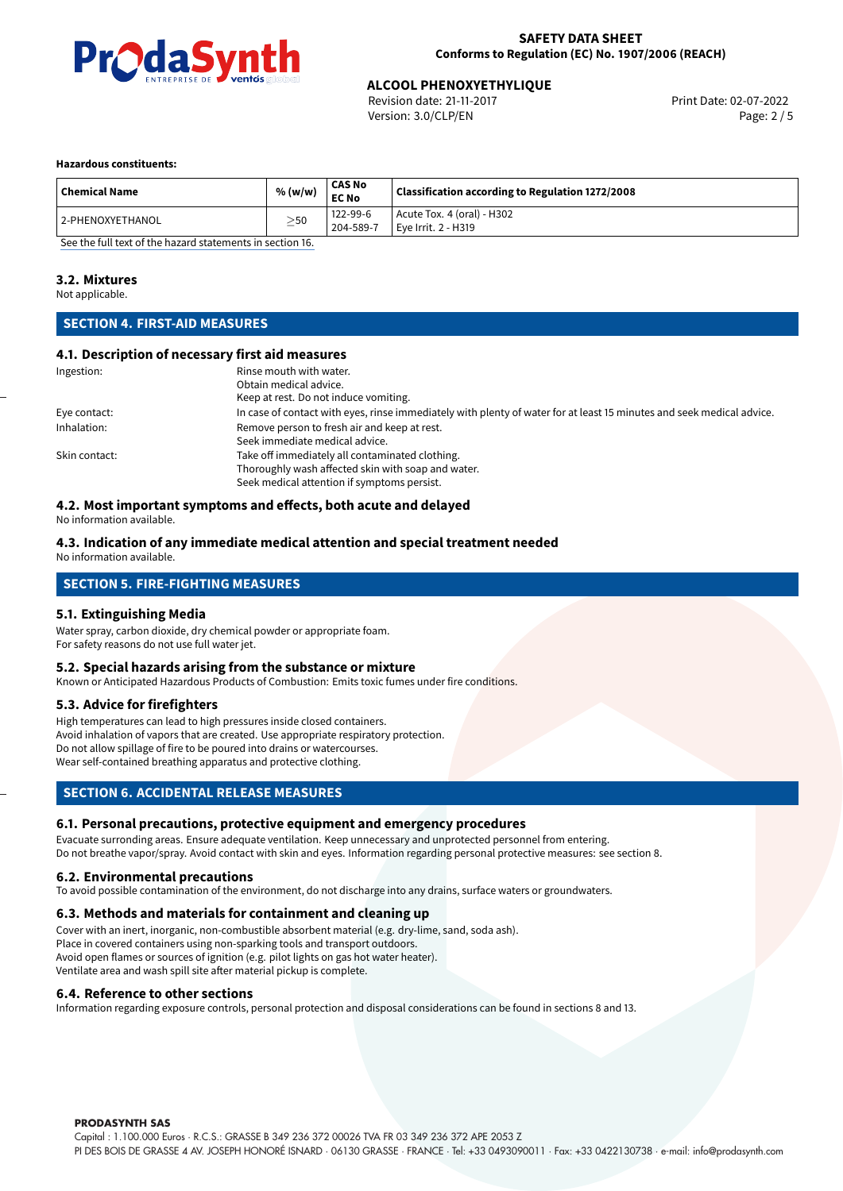**Hazardous constituents:**

| Chemical Name | % (w/w) | CAS No<br>EC No | Classification according to Regulation 1272/2008 |
|---|---|---|---|
| 2-PHENOXYETHANOL | $\geq$50 | 122-99-6<br>204-589-7 | Acute Tox. 4 (oral) - H302<br>Eye Irrit. 2 - H319 |

See the full text of the hazard statements in section 16.

### 3.2. Mixtures

Not applicable.

## SECTION 4. FIRST-AID MEASURES

### 4.1. Description of necessary first aid measures

| | |
|---|---|
| Ingestion: | Rinse mouth with water.<br>Obtain medical advice.<br>Keep at rest. Do not induce vomiting. |
| Eye contact: | In case of contact with eyes, rinse immediately with plenty of water for at least 15 minutes and seek medical advice. |
| Inhalation: | Remove person to fresh air and keep at rest.<br>Seek immediate medical advice. |
| Skin contact: | Take off immediately all contaminated clothing.<br>Thoroughly wash affected skin with soap and water.<br>Seek medical attention if symptoms persist. |

### 4.2. Most important symptoms and effects, both acute and delayed

No information available.

### 4.3. Indication of any immediate medical attention and special treatment needed

No information available.

## SECTION 5. FIRE-FIGHTING MEASURES

### 5.1. Extinguishing Media

Water spray, carbon dioxide, dry chemical powder or appropriate foam.
For safety reasons do not use full water jet.

### 5.2. Special hazards arising from the substance or mixture

Known or Anticipated Hazardous Products of Combustion: Emits toxic fumes under fire conditions.

### 5.3. Advice for firefighters

High temperatures can lead to high pressures inside closed containers.
Avoid inhalation of vapors that are created. Use appropriate respiratory protection.
Do not allow spillage of fire to be poured into drains or watercourses.
Wear self-contained breathing apparatus and protective clothing.

## SECTION 6. ACCIDENTAL RELEASE MEASURES

### 6.1. Personal precautions, protective equipment and emergency procedures

Evacuate surronding areas. Ensure adequate ventilation. Keep unnecessary and unprotected personnel from entering.
Do not breathe vapor/spray. Avoid contact with skin and eyes. Information regarding personal protective measures: see section 8.

### 6.2. Environmental precautions

To avoid possible contamination of the environment, do not discharge into any drains, surface waters or groundwaters.

### 6.3. Methods and materials for containment and cleaning up

Cover with an inert, inorganic, non-combustible absorbent material (e.g. dry-lime, sand, soda ash).
Place in covered containers using non-sparking tools and transport outdoors.
Avoid open flames or sources of ignition (e.g. pilot lights on gas hot water heater).
Ventilate area and wash spill site after material pickup is complete.

### 6.4. Reference to other sections

Information regarding exposure controls, personal protection and disposal considerations can be found in sections 8 and 13.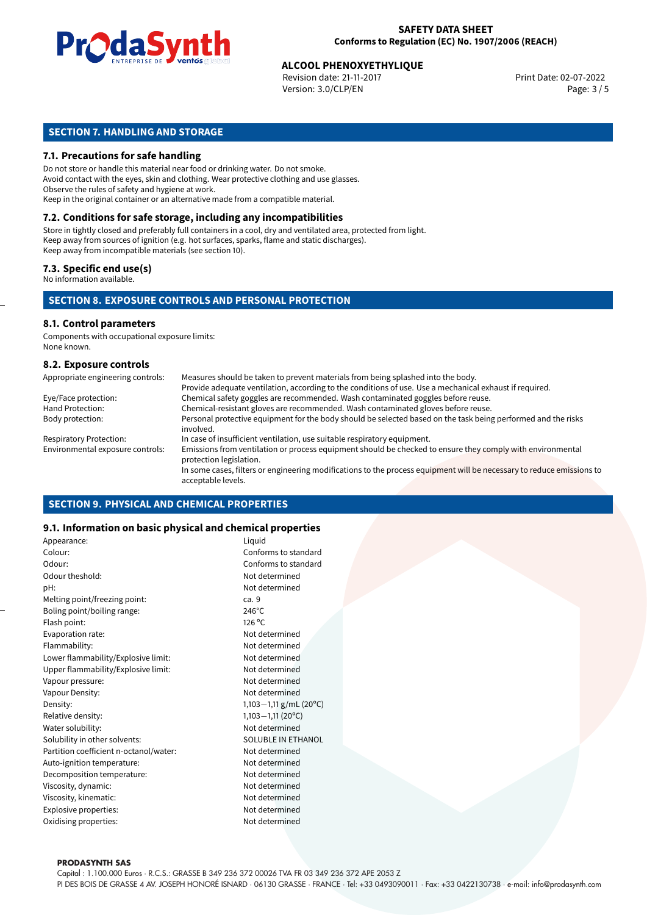## SECTION 7. HANDLING AND STORAGE

### 7.1. Precautions for safe handling

Do not store or handle this material near food or drinking water. Do not smoke.
Avoid contact with the eyes, skin and clothing. Wear protective clothing and use glasses.
Observe the rules of safety and hygiene at work.
Keep in the original container or an alternative made from a compatible material.

### 7.2. Conditions for safe storage, including any incompatibilities

Store in tightly closed and preferably full containers in a cool, dry and ventilated area, protected from light.
Keep away from sources of ignition (e.g. hot surfaces, sparks, flame and static discharges).
Keep away from incompatible materials (see section 10).

### 7.3. Specific end use(s)

No information available.

## SECTION 8. EXPOSURE CONTROLS AND PERSONAL PROTECTION

### 8.1. Control parameters

Components with occupational exposure limits:
None known.

### 8.2. Exposure controls

| | |
|---|---|
| Appropriate engineering controls: | Measures should be taken to prevent materials from being splashed into the body. Provide adequate ventilation, according to the conditions of use. Use a mechanical exhaust if required. |
| Eye/Face protection: | Chemical safety goggles are recommended. Wash contaminated goggles before reuse. |
| Hand Protection: | Chemical-resistant gloves are recommended. Wash contaminated gloves before reuse. |
| Body protection: | Personal protective equipment for the body should be selected based on the task being performed and the risks involved. |
| Respiratory Protection: | In case of insufficient ventilation, use suitable respiratory equipment. |
| Environmental exposure controls: | Emissions from ventilation or process equipment should be checked to ensure they comply with environmental protection legislation. In some cases, filters or engineering modifications to the process equipment will be necessary to reduce emissions to acceptable levels. |

## SECTION 9. PHYSICAL AND CHEMICAL PROPERTIES

### 9.1. Information on basic physical and chemical properties

| | |
|---|---|
| Appearance: | Liquid |
| Colour: | Conforms to standard |
| Odour: | Conforms to standard |
| Odour theshold: | Not determined |
| pH: | Not determined |
| Melting point/freezing point: | ca. 9 |
| Boling point/boiling range: | 246°C |
| Flash point: | 126 °C |
| Evaporation rate: | Not determined |
| Flammability: | Not determined |
| Lower flammability/Explosive limit: | Not determined |
| Upper flammability/Explosive limit: | Not determined |
| Vapour pressure: | Not determined |
| Vapour Density: | Not determined |
| Density: | 1,103—1,11 g/mL (20°C) |
| Relative density: | 1,103—1,11 (20°C) |
| Water solubility: | Not determined |
| Solubility in other solvents: | SOLUBLE IN ETHANOL |
| Partition coefficient n-octanol/water: | Not determined |
| Auto-ignition temperature: | Not determined |
| Decomposition temperature: | Not determined |
| Viscosity, dynamic: | Not determined |
| Viscosity, kinematic: | Not determined |
| Explosive properties: | Not determined |
| Oxidising properties: | Not determined |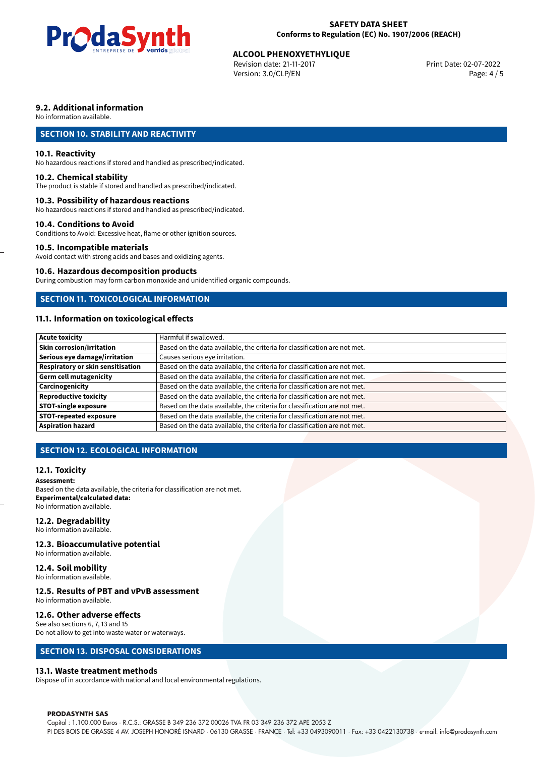### 9.2. Additional information

No information available.

## SECTION 10. STABILITY AND REACTIVITY

### 10.1. Reactivity

No hazardous reactions if stored and handled as prescribed/indicated.

### 10.2. Chemical stability

The product is stable if stored and handled as prescribed/indicated.

### 10.3. Possibility of hazardous reactions

No hazardous reactions if stored and handled as prescribed/indicated.

### 10.4. Conditions to Avoid

Conditions to Avoid: Excessive heat, flame or other ignition sources.

### 10.5. Incompatible materials

Avoid contact with strong acids and bases and oxidizing agents.

### 10.6. Hazardous decomposition products

During combustion may form carbon monoxide and unidentified organic compounds.

## SECTION 11. TOXICOLOGICAL INFORMATION

### 11.1. Information on toxicological effects

| | |
|---|---|
| **Acute toxicity** | Harmful if swallowed. |
| **Skin corrosion/irritation** | Based on the data available, the criteria for classification are not met. |
| **Serious eye damage/irritation** | Causes serious eye irritation. |
| **Respiratory or skin sensitisation** | Based on the data available, the criteria for classification are not met. |
| **Germ cell mutagenicity** | Based on the data available, the criteria for classification are not met. |
| **Carcinogenicity** | Based on the data available, the criteria for classification are not met. |
| **Reproductive toxicity** | Based on the data available, the criteria for classification are not met. |
| **STOT-single exposure** | Based on the data available, the criteria for classification are not met. |
| **STOT-repeated exposure** | Based on the data available, the criteria for classification are not met. |
| **Aspiration hazard** | Based on the data available, the criteria for classification are not met. |

## SECTION 12. ECOLOGICAL INFORMATION

### 12.1. Toxicity

**Assessment:**
Based on the data available, the criteria for classification are not met.
**Experimental/calculated data:**
No information available.

### 12.2. Degradability

No information available.

### 12.3. Bioaccumulative potential

No information available.

### 12.4. Soil mobility

No information available.

### 12.5. Results of PBT and vPvB assessment

No information available.

### 12.6. Other adverse effects

See also sections 6, 7, 13 and 15
Do not allow to get into waste water or waterways.

## SECTION 13. DISPOSAL CONSIDERATIONS

### 13.1. Waste treatment methods

Dispose of in accordance with national and local environmental regulations.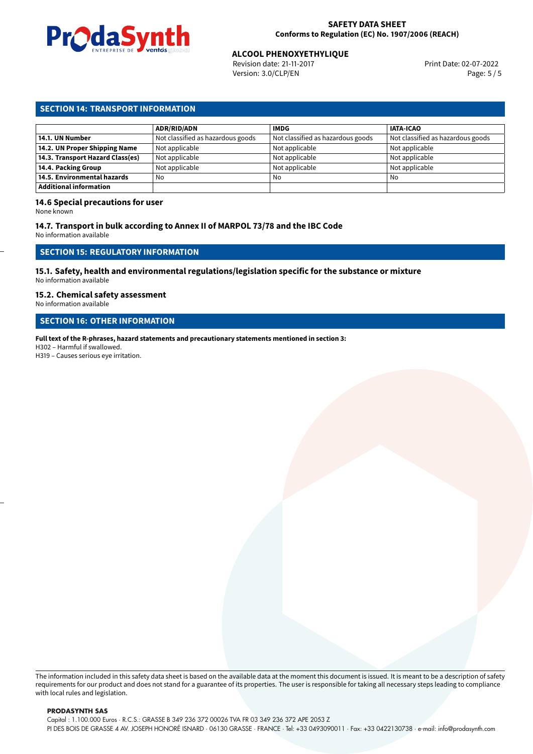## SECTION 14: TRANSPORT INFORMATION

| | ADR/RID/ADN | IMDG | IATA-ICAO |
|---|---|---|---|
| **14.1. UN Number** | Not classified as hazardous goods | Not classified as hazardous goods | Not classified as hazardous goods |
| **14.2. UN Proper Shipping Name** | Not applicable | Not applicable | Not applicable |
| **14.3. Transport Hazard Class(es)** | Not applicable | Not applicable | Not applicable |
| **14.4. Packing Group** | Not applicable | Not applicable | Not applicable |
| **14.5. Environmental hazards** | No | No | No |
| **Additional information** | | | |

### 14.6 Special precautions for user

None known

### 14.7. Transport in bulk according to Annex II of MARPOL 73/78 and the IBC Code

No information available

## SECTION 15: REGULATORY INFORMATION

### 15.1. Safety, health and environmental regulations/legislation specific for the substance or mixture

No information available

### 15.2. Chemical safety assessment

No information available

## SECTION 16: OTHER INFORMATION

**Full text of the R-phrases, hazard statements and precautionary statements mentioned in section 3:**

H302 – Harmful if swallowed.
H319 – Causes serious eye irritation.

The information included in this safety data sheet is based on the available data at the moment this document is issued. It is meant to be a description of safety requirements for our product and does not stand for a guarantee of its properties. The user is responsible for taking all necessary steps leading to compliance with local rules and legislation.

**PRODASYNTH SAS**
Capital : 1.100.000 Euros · R.C.S.: GRASSE B 349 236 372 00026 TVA FR 03 349 236 372 APE 2053 Z
PI DES BOIS DE GRASSE 4 AV. JOSEPH HONORÉ ISNARD · 06130 GRASSE · FRANCE · Tel: +33 0493090011 · Fax: +33 0422130738 · e-mail: info@prodasynth.com